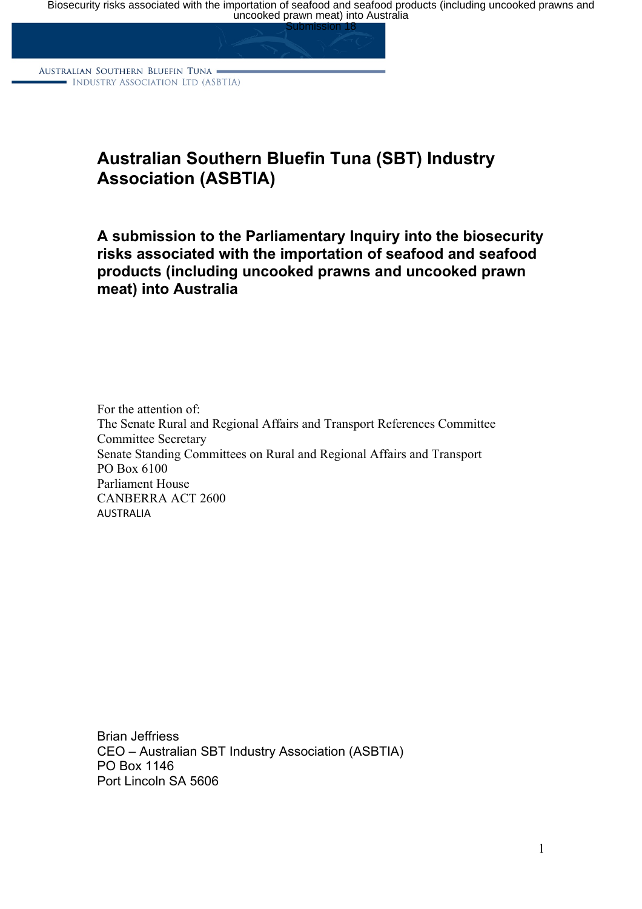Australian Southern Bluefin Tuna Industry Association Ltd (ASBTIA)

# Australian Southern Bluefin Tuna (SBT) Industry Association (ASBTIA)

## A submission to the Parliamentary Inquiry into the biosecurity risks associated with the importation of seafood and seafood products (including uncooked prawns and uncooked prawn meat) into Australia

For the attention of:
The Senate Rural and Regional Affairs and Transport References Committee
Committee Secretary
Senate Standing Committees on Rural and Regional Affairs and Transport
PO Box 6100
Parliament House
CANBERRA ACT 2600
AUSTRALIA

Brian Jeffriess
CEO – Australian SBT Industry Association (ASBTIA)
PO Box 1146
Port Lincoln SA 5606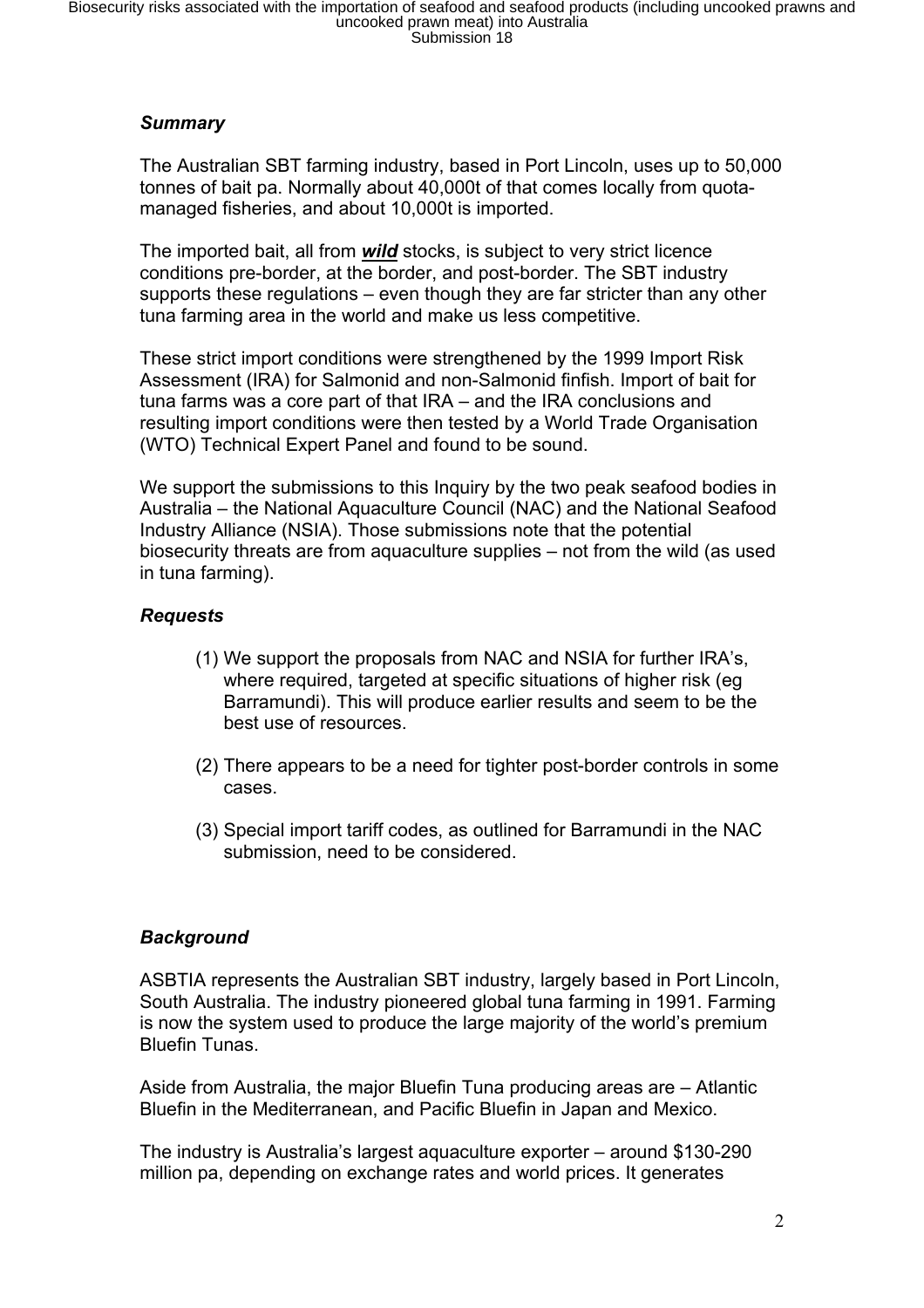### *Summary*

The Australian SBT farming industry, based in Port Lincoln, uses up to 50,000 tonnes of bait pa. Normally about 40,000t of that comes locally from quota-managed fisheries, and about 10,000t is imported.

The imported bait, all from ***<u>wild</u>*** stocks, is subject to very strict licence conditions pre-border, at the border, and post-border. The SBT industry supports these regulations – even though they are far stricter than any other tuna farming area in the world and make us less competitive.

These strict import conditions were strengthened by the 1999 Import Risk Assessment (IRA) for Salmonid and non-Salmonid finfish. Import of bait for tuna farms was a core part of that IRA – and the IRA conclusions and resulting import conditions were then tested by a World Trade Organisation (WTO) Technical Expert Panel and found to be sound.

We support the submissions to this Inquiry by the two peak seafood bodies in Australia – the National Aquaculture Council (NAC) and the National Seafood Industry Alliance (NSIA). Those submissions note that the potential biosecurity threats are from aquaculture supplies – not from the wild (as used in tuna farming).

### *Requests*

(1) We support the proposals from NAC and NSIA for further IRA's, where required, targeted at specific situations of higher risk (eg Barramundi). This will produce earlier results and seem to be the best use of resources.

(2) There appears to be a need for tighter post-border controls in some cases.

(3) Special import tariff codes, as outlined for Barramundi in the NAC submission, need to be considered.

### *Background*

ASBTIA represents the Australian SBT industry, largely based in Port Lincoln, South Australia. The industry pioneered global tuna farming in 1991. Farming is now the system used to produce the large majority of the world's premium Bluefin Tunas.

Aside from Australia, the major Bluefin Tuna producing areas are – Atlantic Bluefin in the Mediterranean, and Pacific Bluefin in Japan and Mexico.

The industry is Australia's largest aquaculture exporter – around $130-290 million pa, depending on exchange rates and world prices. It generates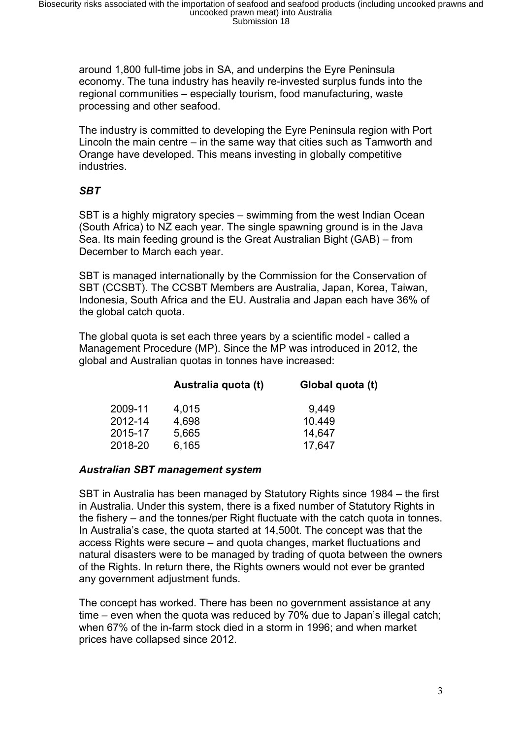around 1,800 full-time jobs in SA, and underpins the Eyre Peninsula economy. The tuna industry has heavily re-invested surplus funds into the regional communities – especially tourism, food manufacturing, waste processing and other seafood.

The industry is committed to developing the Eyre Peninsula region with Port Lincoln the main centre – in the same way that cities such as Tamworth and Orange have developed. This means investing in globally competitive industries.

***SBT***

SBT is a highly migratory species – swimming from the west Indian Ocean (South Africa) to NZ each year. The single spawning ground is in the Java Sea. Its main feeding ground is the Great Australian Bight (GAB) – from December to March each year.

SBT is managed internationally by the Commission for the Conservation of SBT (CCSBT). The CCSBT Members are Australia, Japan, Korea, Taiwan, Indonesia, South Africa and the EU. Australia and Japan each have 36% of the global catch quota.

The global quota is set each three years by a scientific model - called a Management Procedure (MP). Since the MP was introduced in 2012, the global and Australian quotas in tonnes have increased:

| | Australia quota (t) | Global quota (t) |
|---|---|---|
| 2009-11 | 4,015 | 9,449 |
| 2012-14 | 4,698 | 10.449 |
| 2015-17 | 5,665 | 14,647 |
| 2018-20 | 6,165 | 17,647 |

***Australian SBT management system***

SBT in Australia has been managed by Statutory Rights since 1984 – the first in Australia. Under this system, there is a fixed number of Statutory Rights in the fishery – and the tonnes/per Right fluctuate with the catch quota in tonnes. In Australia's case, the quota started at 14,500t. The concept was that the access Rights were secure – and quota changes, market fluctuations and natural disasters were to be managed by trading of quota between the owners of the Rights. In return there, the Rights owners would not ever be granted any government adjustment funds.

The concept has worked. There has been no government assistance at any time – even when the quota was reduced by 70% due to Japan's illegal catch; when 67% of the in-farm stock died in a storm in 1996; and when market prices have collapsed since 2012.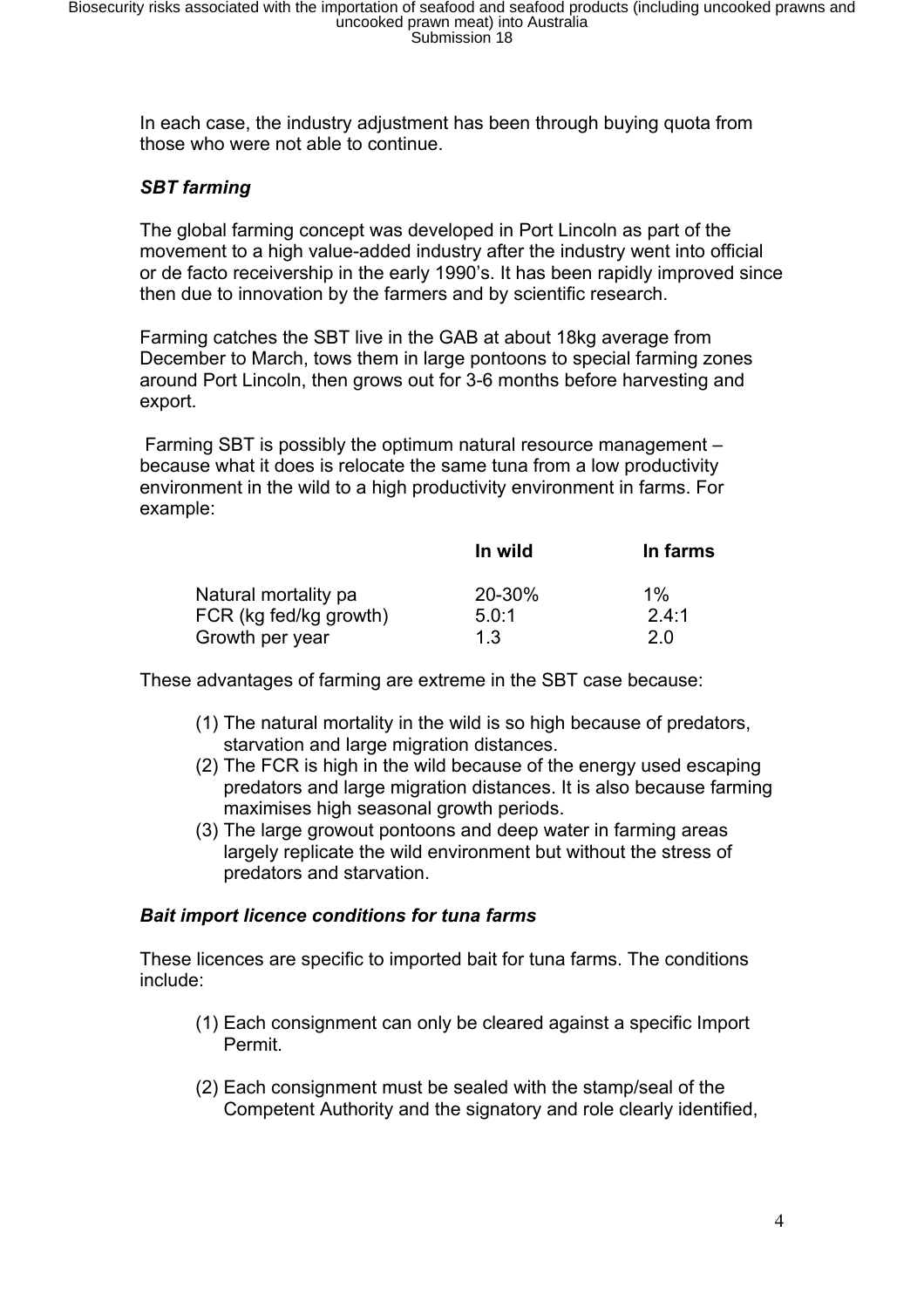In each case, the industry adjustment has been through buying quota from those who were not able to continue.

***SBT farming***

The global farming concept was developed in Port Lincoln as part of the movement to a high value-added industry after the industry went into official or de facto receivership in the early 1990's. It has been rapidly improved since then due to innovation by the farmers and by scientific research.

Farming catches the SBT live in the GAB at about 18kg average from December to March, tows them in large pontoons to special farming zones around Port Lincoln, then grows out for 3-6 months before harvesting and export.

Farming SBT is possibly the optimum natural resource management – because what it does is relocate the same tuna from a low productivity environment in the wild to a high productivity environment in farms. For example:

| | **In wild** | **In farms** |
|---|---|---|
| Natural mortality pa | 20-30% | 1% |
| FCR (kg fed/kg growth) | 5.0:1 | 2.4:1 |
| Growth per year | 1.3 | 2.0 |

These advantages of farming are extreme in the SBT case because:

(1) The natural mortality in the wild is so high because of predators, starvation and large migration distances.
(2) The FCR is high in the wild because of the energy used escaping predators and large migration distances. It is also because farming maximises high seasonal growth periods.
(3) The large growout pontoons and deep water in farming areas largely replicate the wild environment but without the stress of predators and starvation.

***Bait import licence conditions for tuna farms***

These licences are specific to imported bait for tuna farms. The conditions include:

(1) Each consignment can only be cleared against a specific Import Permit.

(2) Each consignment must be sealed with the stamp/seal of the Competent Authority and the signatory and role clearly identified,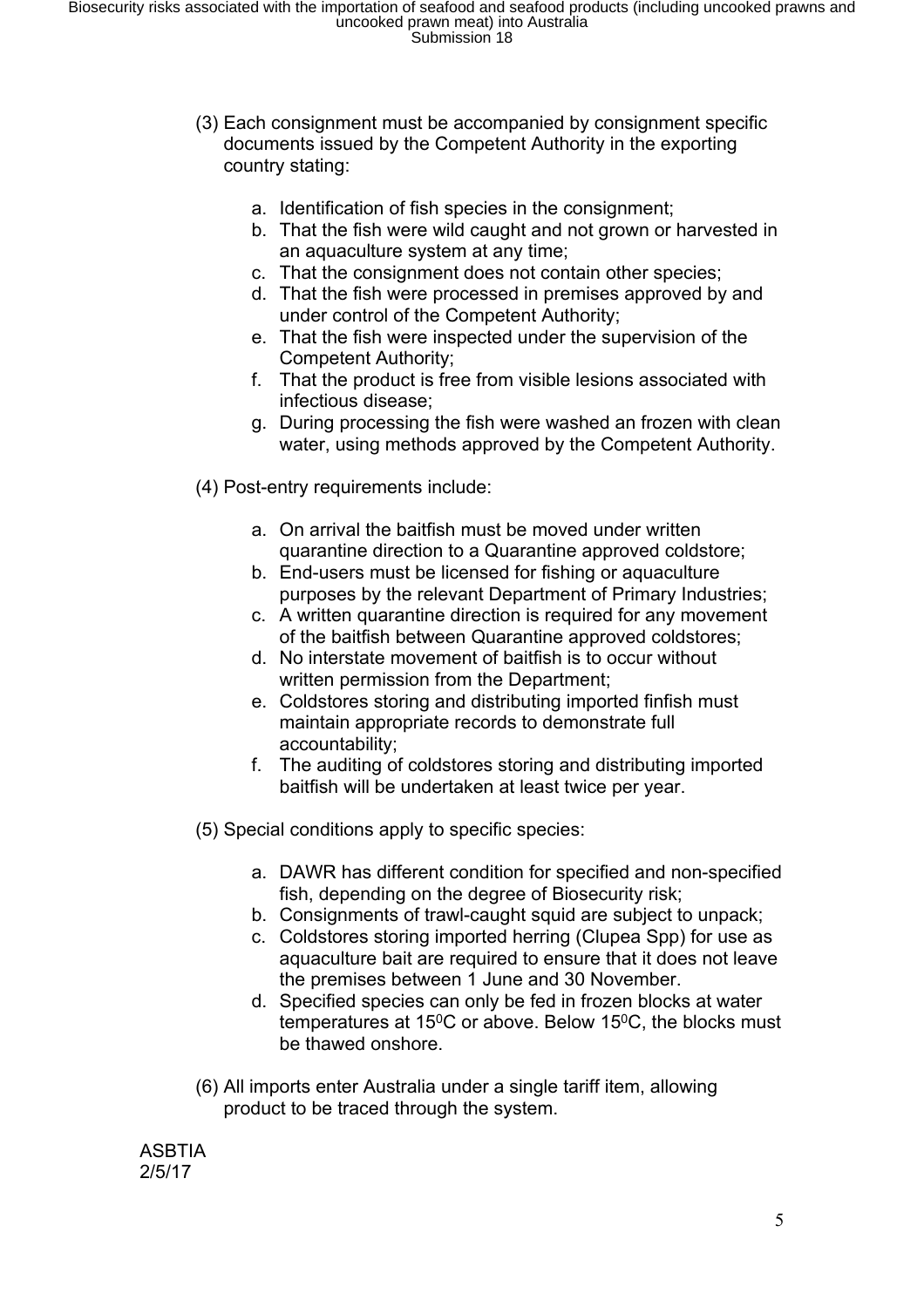(3) Each consignment must be accompanied by consignment specific documents issued by the Competent Authority in the exporting country stating:

   a. Identification of fish species in the consignment;
   b. That the fish were wild caught and not grown or harvested in an aquaculture system at any time;
   c. That the consignment does not contain other species;
   d. That the fish were processed in premises approved by and under control of the Competent Authority;
   e. That the fish were inspected under the supervision of the Competent Authority;
   f. That the product is free from visible lesions associated with infectious disease;
   g. During processing the fish were washed an frozen with clean water, using methods approved by the Competent Authority.

(4) Post-entry requirements include:

   a. On arrival the baitfish must be moved under written quarantine direction to a Quarantine approved coldstore;
   b. End-users must be licensed for fishing or aquaculture purposes by the relevant Department of Primary Industries;
   c. A written quarantine direction is required for any movement of the baitfish between Quarantine approved coldstores;
   d. No interstate movement of baitfish is to occur without written permission from the Department;
   e. Coldstores storing and distributing imported finfish must maintain appropriate records to demonstrate full accountability;
   f. The auditing of coldstores storing and distributing imported baitfish will be undertaken at least twice per year.

(5) Special conditions apply to specific species:

   a. DAWR has different condition for specified and non-specified fish, depending on the degree of Biosecurity risk;
   b. Consignments of trawl-caught squid are subject to unpack;
   c. Coldstores storing imported herring (Clupea Spp) for use as aquaculture bait are required to ensure that it does not leave the premises between 1 June and 30 November.
   d. Specified species can only be fed in frozen blocks at water temperatures at $15^0$C or above. Below $15^0$C, the blocks must be thawed onshore.

(6) All imports enter Australia under a single tariff item, allowing product to be traced through the system.

ASBTIA
2/5/17